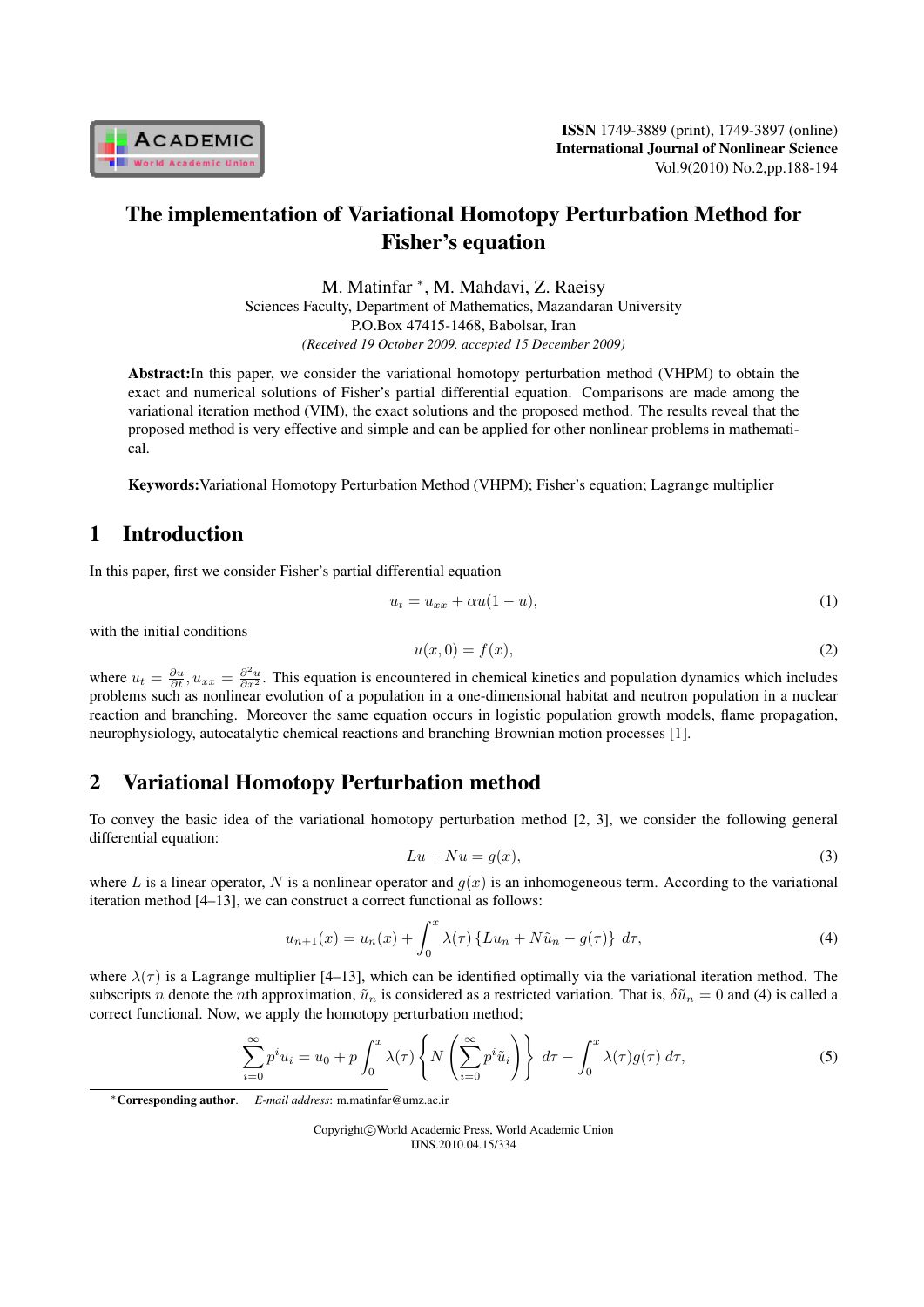# The implementation of Variational Homotopy Perturbation Method for Fisher's equation

M. Matinfar [*], M. Mahdavi, Z. Raeisy

Sciences Faculty, Department of Mathematics, Mazandaran University
P.O.Box 47415-1468, Babolsar, Iran

*(Received 19 October 2009, accepted 15 December 2009)*

**Abstract:** In this paper, we consider the variational homotopy perturbation method (VHPM) to obtain the exact and numerical solutions of Fisher's partial differential equation. Comparisons are made among the variational iteration method (VIM), the exact solutions and the proposed method. The results reveal that the proposed method is very effective and simple and can be applied for other nonlinear problems in mathematical.

**Keywords:** Variational Homotopy Perturbation Method (VHPM); Fisher's equation; Lagrange multiplier

## 1 Introduction

In this paper, first we consider Fisher's partial differential equation

$$u_t = u_{xx} + \alpha u(1-u), \tag{1}$$

with the initial conditions

$$u(x,0) = f(x), \tag{2}$$

where $u_t = \frac{\partial u}{\partial t}, u_{xx} = \frac{\partial^2 u}{\partial x^2}$. This equation is encountered in chemical kinetics and population dynamics which includes problems such as nonlinear evolution of a population in a one-dimensional habitat and neutron population in a nuclear reaction and branching. Moreover the same equation occurs in logistic population growth models, flame propagation, neurophysiology, autocatalytic chemical reactions and branching Brownian motion processes [1].

## 2 Variational Homotopy Perturbation method

To convey the basic idea of the variational homotopy perturbation method [2, 3], we consider the following general differential equation:

$$Lu + Nu = g(x), \tag{3}$$

where $L$ is a linear operator, $N$ is a nonlinear operator and $g(x)$ is an inhomogeneous term. According to the variational iteration method [4–13], we can construct a correct functional as follows:

$$u_{n+1}(x) = u_n(x) + \int_0^x \lambda(\tau)\left\{Lu_n + N\tilde{u}_n - g(\tau)\right\} d\tau, \tag{4}$$

where $\lambda(\tau)$ is a Lagrange multiplier [4–13], which can be identified optimally via the variational iteration method. The subscripts $n$ denote the $n$th approximation, $\tilde{u}_n$ is considered as a restricted variation. That is, $\delta\tilde{u}_n = 0$ and (4) is called a correct functional. Now, we apply the homotopy perturbation method;

$$\sum_{i=0}^{\infty} p^i u_i = u_0 + p\int_0^x \lambda(\tau)\left\{N\left(\sum_{i=0}^{\infty} p^i \tilde{u}_i\right)\right\} d\tau - \int_0^x \lambda(\tau) g(\tau)\, d\tau, \tag{5}$$

[*] **Corresponding author**. *E-mail address*: m.matinfar@umz.ac.ir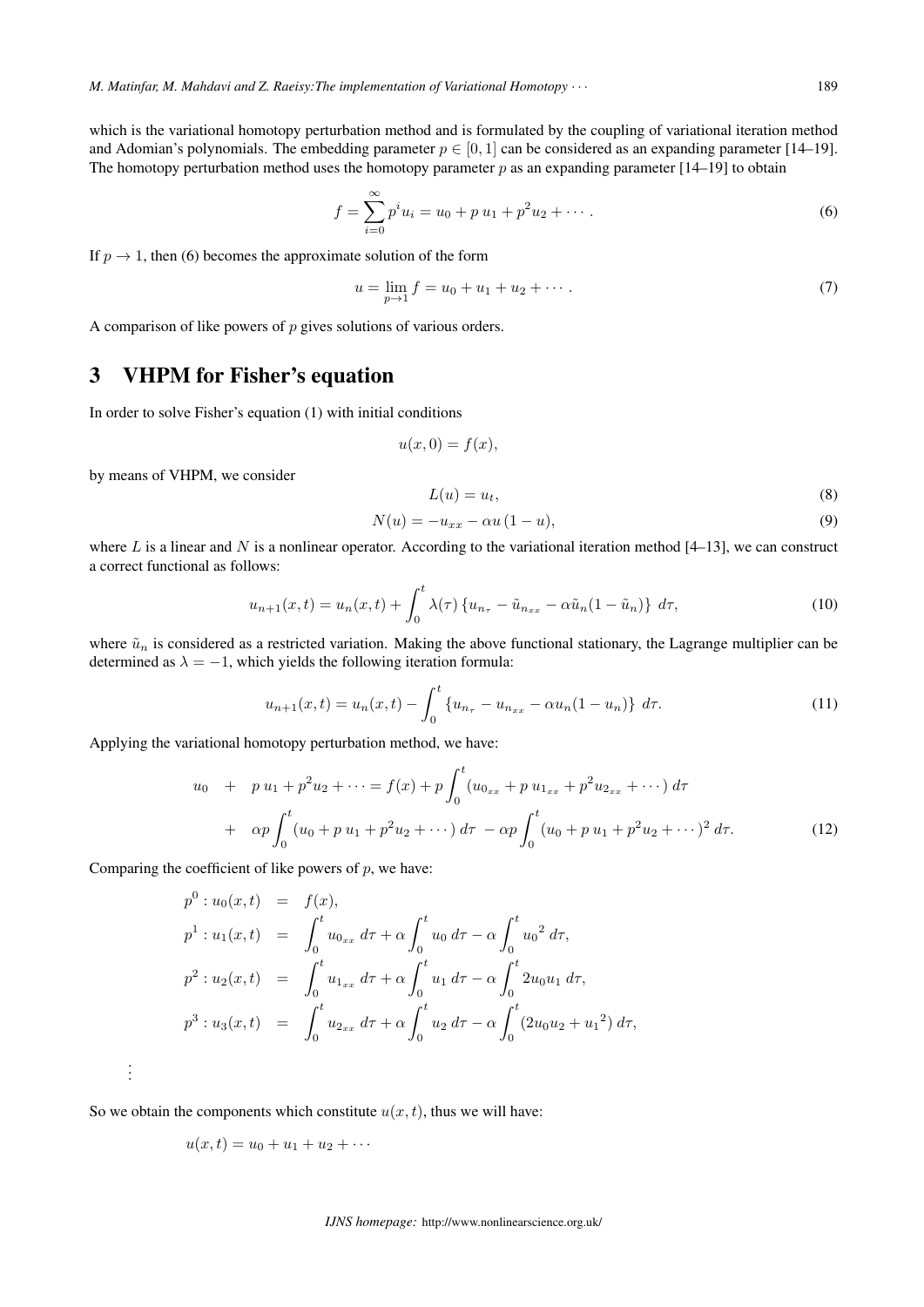which is the variational homotopy perturbation method and is formulated by the coupling of variational iteration method and Adomian's polynomials. The embedding parameter $p \in [0, 1]$ can be considered as an expanding parameter [14–19]. The homotopy perturbation method uses the homotopy parameter $p$ as an expanding parameter [14–19] to obtain

$$f = \sum_{i=0}^{\infty} p^i u_i = u_0 + p\, u_1 + p^2 u_2 + \cdots . \tag{6}$$

If $p \to 1$, then (6) becomes the approximate solution of the form

$$u = \lim_{p \to 1} f = u_0 + u_1 + u_2 + \cdots . \tag{7}$$

A comparison of like powers of $p$ gives solutions of various orders.

## 3 VHPM for Fisher's equation

In order to solve Fisher's equation (1) with initial conditions

$$u(x, 0) = f(x),$$

by means of VHPM, we consider

$$L(u) = u_t, \tag{8}$$

$$N(u) = -u_{xx} - \alpha u\,(1 - u), \tag{9}$$

where $L$ is a linear and $N$ is a nonlinear operator. According to the variational iteration method [4–13], we can construct a correct functional as follows:

$$u_{n+1}(x,t) = u_n(x,t) + \int_0^t \lambda(\tau)\left\{u_{n_\tau} - \tilde{u}_{n_{xx}} - \alpha \tilde{u}_n(1 - \tilde{u}_n)\right\}\, d\tau, \tag{10}$$

where $\tilde{u}_n$ is considered as a restricted variation. Making the above functional stationary, the Lagrange multiplier can be determined as $\lambda = -1$, which yields the following iteration formula:

$$u_{n+1}(x,t) = u_n(x,t) - \int_0^t \left\{u_{n_\tau} - u_{n_{xx}} - \alpha u_n(1 - u_n)\right\}\, d\tau. \tag{11}$$

Applying the variational homotopy perturbation method, we have:

$$\begin{aligned} u_0 \quad &+ \quad p\, u_1 + p^2 u_2 + \cdots = f(x) + p\int_0^t (u_{0_{xx}} + p\, u_{1_{xx}} + p^2 u_{2_{xx}} + \cdots)\, d\tau \\ &+ \quad \alpha p \int_0^t (u_0 + p\, u_1 + p^2 u_2 + \cdots)\, d\tau \; - \alpha p \int_0^t (u_0 + p\, u_1 + p^2 u_2 + \cdots)^2\, d\tau. \end{aligned} \tag{12}$$

Comparing the coefficient of like powers of $p$, we have:

$$\begin{aligned} p^0 : u_0(x,t) &= f(x), \\ p^1 : u_1(x,t) &= \int_0^t u_{0_{xx}}\, d\tau + \alpha \int_0^t u_0\, d\tau - \alpha \int_0^t {u_0}^2\, d\tau, \\ p^2 : u_2(x,t) &= \int_0^t u_{1_{xx}}\, d\tau + \alpha \int_0^t u_1\, d\tau - \alpha \int_0^t 2u_0 u_1\, d\tau, \\ p^3 : u_3(x,t) &= \int_0^t u_{2_{xx}}\, d\tau + \alpha \int_0^t u_2\, d\tau - \alpha \int_0^t (2u_0 u_2 + {u_1}^2)\, d\tau, \end{aligned}$$

$$\vdots$$

So we obtain the components which constitute $u(x, t)$, thus we will have:

$$u(x,t) = u_0 + u_1 + u_2 + \cdots$$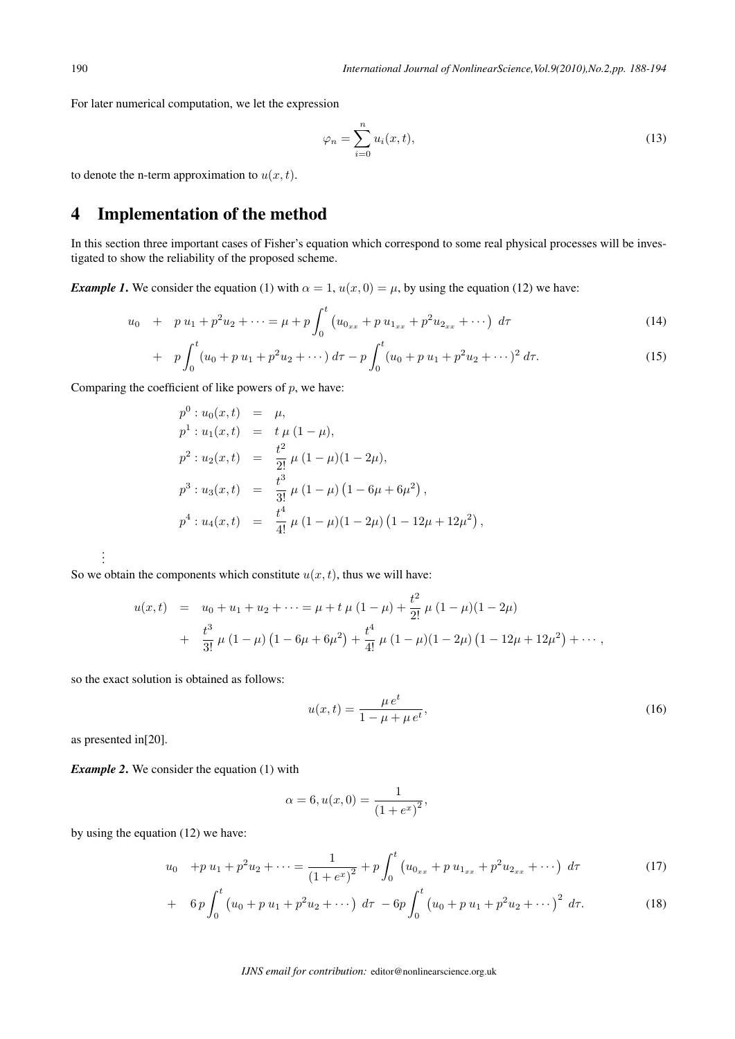For later numerical computation, we let the expression

$$\varphi_n = \sum_{i=0}^{n} u_i(x,t), \tag{13}$$

to denote the n-term approximation to $u(x,t)$.

# 4 Implementation of the method

In this section three important cases of Fisher's equation which correspond to some real physical processes will be investigated to show the reliability of the proposed scheme.

***Example 1.*** We consider the equation (1) with $\alpha = 1$, $u(x,0) = \mu$, by using the equation (12) we have:

$$u_0 \quad + \quad p\,u_1 + p^2 u_2 + \cdots = \mu + p\int_0^t \left(u_{0_{xx}} + p\,u_{1_{xx}} + p^2 u_{2_{xx}} + \cdots\right)\,d\tau \tag{14}$$

$$+ \quad p\int_0^t (u_0 + p\,u_1 + p^2 u_2 + \cdots)\,d\tau - p\int_0^t (u_0 + p\,u_1 + p^2 u_2 + \cdots)^2\,d\tau. \tag{15}$$

Comparing the coefficient of like powers of $p$, we have:

$$\begin{aligned}
p^0 : u_0(x,t) &= \mu, \\
p^1 : u_1(x,t) &= t\,\mu\,(1-\mu), \\
p^2 : u_2(x,t) &= \frac{t^2}{2!}\,\mu\,(1-\mu)(1-2\mu), \\
p^3 : u_3(x,t) &= \frac{t^3}{3!}\,\mu\,(1-\mu)\left(1-6\mu+6\mu^2\right), \\
p^4 : u_4(x,t) &= \frac{t^4}{4!}\,\mu\,(1-\mu)(1-2\mu)\left(1-12\mu+12\mu^2\right),
\end{aligned}$$

$\vdots$

So we obtain the components which constitute $u(x,t)$, thus we will have:

$$\begin{aligned}
u(x,t) &= u_0 + u_1 + u_2 + \cdots = \mu + t\,\mu\,(1-\mu) + \frac{t^2}{2!}\,\mu\,(1-\mu)(1-2\mu) \\
&+ \frac{t^3}{3!}\,\mu\,(1-\mu)\left(1-6\mu+6\mu^2\right) + \frac{t^4}{4!}\,\mu\,(1-\mu)(1-2\mu)\left(1-12\mu+12\mu^2\right) + \cdots,
\end{aligned}$$

so the exact solution is obtained as follows:

$$u(x,t) = \frac{\mu\,e^t}{1-\mu+\mu\,e^t}, \tag{16}$$

as presented in[20].

***Example 2.*** We consider the equation (1) with

$$\alpha = 6, u(x,0) = \frac{1}{\left(1+e^x\right)^2},$$

by using the equation (12) we have:

$$u_0 \quad + p\,u_1 + p^2 u_2 + \cdots = \frac{1}{\left(1+e^x\right)^2} + p\int_0^t \left(u_{0_{xx}} + p\,u_{1_{xx}} + p^2 u_{2_{xx}} + \cdots\right)\,d\tau \tag{17}$$

$$+ \quad 6\,p\int_0^t \left(u_0 + p\,u_1 + p^2 u_2 + \cdots\right)\,d\tau \; - 6p\int_0^t \left(u_0 + p\,u_1 + p^2 u_2 + \cdots\right)^2\,d\tau. \tag{18}$$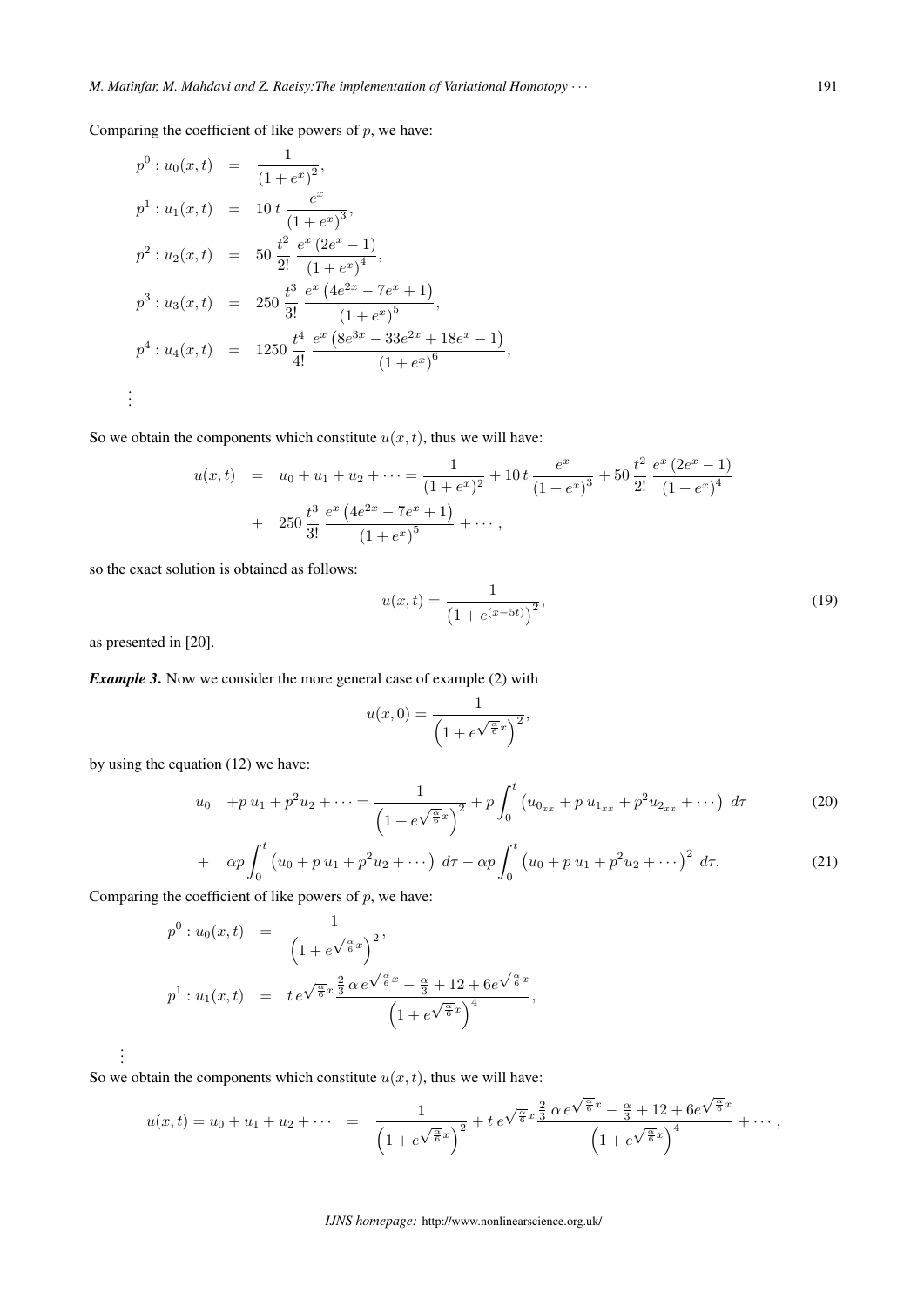Comparing the coefficient of like powers of $p$, we have:

$$
\begin{aligned}
p^0 : u_0(x,t) &= \frac{1}{\left(1+e^x\right)^2}, \\
p^1 : u_1(x,t) &= 10\,t\,\frac{e^x}{\left(1+e^x\right)^3}, \\
p^2 : u_2(x,t) &= 50\,\frac{t^2}{2!}\,\frac{e^x\left(2e^x-1\right)}{\left(1+e^x\right)^4}, \\
p^3 : u_3(x,t) &= 250\,\frac{t^3}{3!}\,\frac{e^x\left(4e^{2x}-7e^x+1\right)}{\left(1+e^x\right)^5}, \\
p^4 : u_4(x,t) &= 1250\,\frac{t^4}{4!}\,\frac{e^x\left(8e^{3x}-33e^{2x}+18e^x-1\right)}{\left(1+e^x\right)^6}, \\
&\vdots
\end{aligned}
$$

So we obtain the components which constitute $u(x,t)$, thus we will have:

$$
\begin{aligned}
u(x,t) &= u_0+u_1+u_2+\cdots = \frac{1}{(1+e^x)^2} + 10\,t\,\frac{e^x}{\left(1+e^x\right)^3} + 50\,\frac{t^2}{2!}\,\frac{e^x\left(2e^x-1\right)}{\left(1+e^x\right)^4} \\
&+ \quad 250\,\frac{t^3}{3!}\,\frac{e^x\left(4e^{2x}-7e^x+1\right)}{\left(1+e^x\right)^5} + \cdots,
\end{aligned}
$$

so the exact solution is obtained as follows:

$$
u(x,t) = \frac{1}{\left(1+e^{(x-5t)}\right)^2}, \tag{19}
$$

as presented in [20].

***Example 3***. Now we consider the more general case of example (2) with

$$
u(x,0) = \frac{1}{\left(1+e^{\sqrt{\frac{\alpha}{6}}x}\right)^2},
$$

by using the equation (12) we have:

$$
u_0 \quad + p\,u_1 + p^2u_2 + \cdots = \frac{1}{\left(1+e^{\sqrt{\frac{\alpha}{6}}x}\right)^2} + p\int_0^t \left(u_{0_{xx}} + p\,u_{1_{xx}} + p^2u_{2_{xx}} + \cdots\right)\,d\tau \tag{20}
$$

$$
+ \quad \alpha p\int_0^t \left(u_0 + p\,u_1 + p^2u_2 + \cdots\right)\,d\tau - \alpha p\int_0^t \left(u_0 + p\,u_1 + p^2u_2 + \cdots\right)^2\,d\tau. \tag{21}
$$

Comparing the coefficient of like powers of $p$, we have:

$$
\begin{aligned}
p^0 : u_0(x,t) &= \frac{1}{\left(1+e^{\sqrt{\frac{\alpha}{6}}x}\right)^2}, \\
p^1 : u_1(x,t) &= t\,e^{\sqrt{\frac{\alpha}{6}}x}\,\frac{\frac{2}{3}\,\alpha\,e^{\sqrt{\frac{\alpha}{6}}x} - \frac{\alpha}{3} + 12 + 6e^{\sqrt{\frac{\alpha}{6}}x}}{\left(1+e^{\sqrt{\frac{\alpha}{6}}x}\right)^4}, \\
&\vdots
\end{aligned}
$$

So we obtain the components which constitute $u(x,t)$, thus we will have:

$$
u(x,t) = u_0+u_1+u_2+\cdots \quad = \quad \frac{1}{\left(1+e^{\sqrt{\frac{\alpha}{6}}x}\right)^2} + t\,e^{\sqrt{\frac{\alpha}{6}}x}\,\frac{\frac{2}{3}\,\alpha\,e^{\sqrt{\frac{\alpha}{6}}x} - \frac{\alpha}{3} + 12 + 6e^{\sqrt{\frac{\alpha}{6}}x}}{\left(1+e^{\sqrt{\frac{\alpha}{6}}x}\right)^4} + \cdots,
$$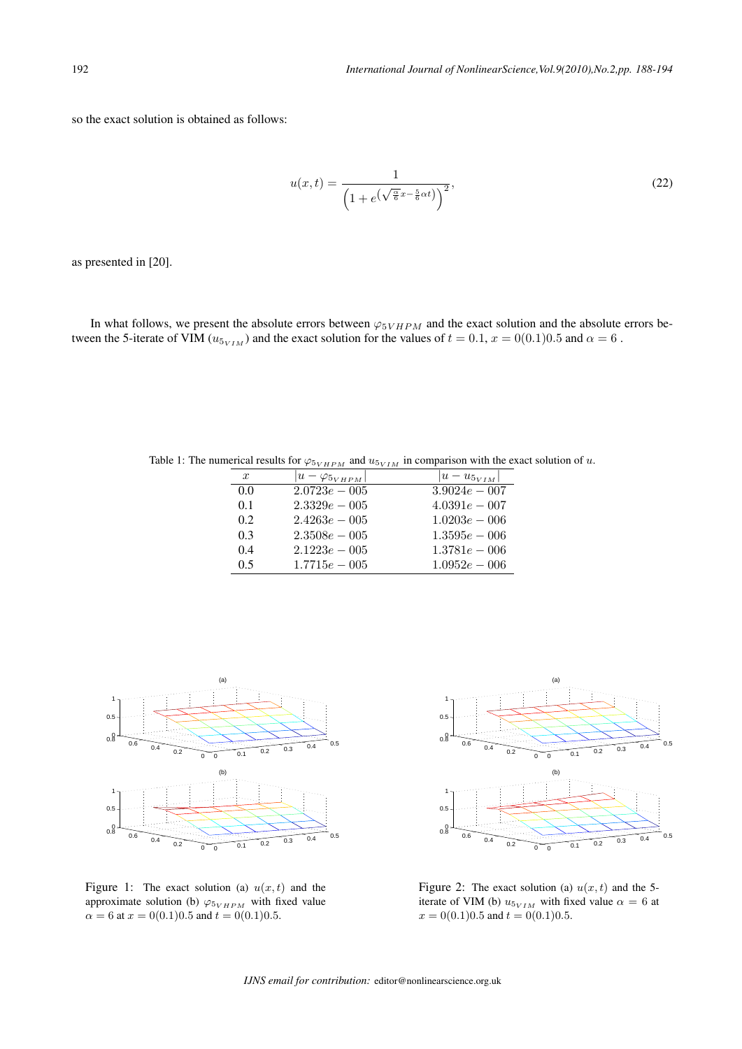so the exact solution is obtained as follows:

$$u(x,t) = \frac{1}{\left(1 + e^{\left(\sqrt{\frac{\alpha}{6}}x - \frac{5}{6}\alpha t\right)}\right)^2}, \tag{22}$$

as presented in [20].

In what follows, we present the absolute errors between $\varphi_{5VHPM}$ and the exact solution and the absolute errors between the 5-iterate of VIM ($u_{5_{VIM}}$) and the exact solution for the values of $t = 0.1$, $x = 0(0.1)0.5$ and $\alpha = 6$ .

Table 1: The numerical results for $\varphi_{5_{VHPM}}$ and $u_{5_{VIM}}$ in comparison with the exact solution of $u$.

| $x$ | $\lvert u - \varphi_{5_{VHPM}} \rvert$ | $\lvert u - u_{5_{VIM}} \rvert$ |
|---|---|---|
| 0.0 | $2.0723e-005$ | $3.9024e-007$ |
| 0.1 | $2.3329e-005$ | $4.0391e-007$ |
| 0.2 | $2.4263e-005$ | $1.0203e-006$ |
| 0.3 | $2.3508e-005$ | $1.3595e-006$ |
| 0.4 | $2.1223e-005$ | $1.3781e-006$ |
| 0.5 | $1.7715e-005$ | $1.0952e-006$ |

Figure 1: The exact solution (a) $u(x,t)$ and the approximate solution (b) $\varphi_{5_{VHPM}}$ with fixed value $\alpha = 6$ at $x = 0(0.1)0.5$ and $t = 0(0.1)0.5$.

Figure 2: The exact solution (a) $u(x,t)$ and the 5-iterate of VIM (b) $u_{5_{VIM}}$ with fixed value $\alpha = 6$ at $x = 0(0.1)0.5$ and $t = 0(0.1)0.5$.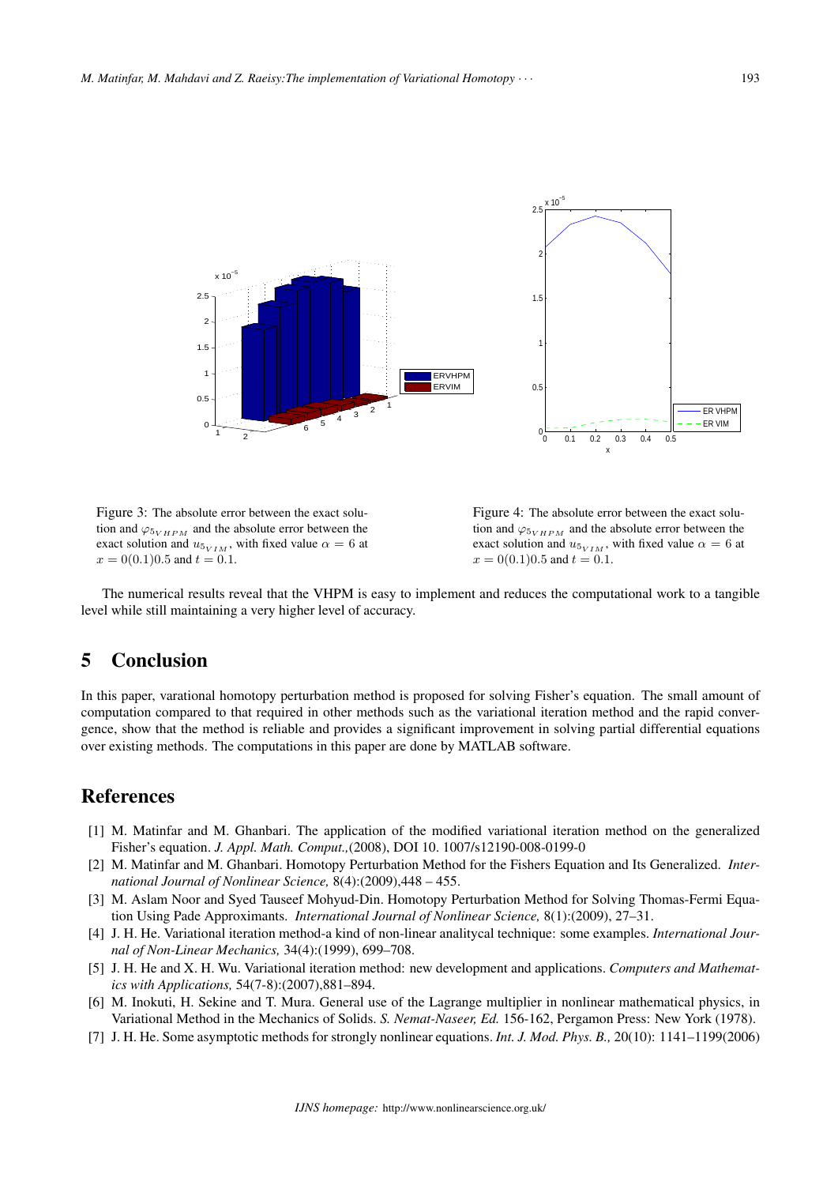Figure 3: The absolute error between the exact solution and $\varphi_{5_{VHPM}}$ and the absolute error between the exact solution and $u_{5_{VIM}}$, with fixed value $\alpha = 6$ at $x = 0(0.1)0.5$ and $t = 0.1$.

Figure 4: The absolute error between the exact solution and $\varphi_{5_{VHPM}}$ and the absolute error between the exact solution and $u_{5_{VIM}}$, with fixed value $\alpha = 6$ at $x = 0(0.1)0.5$ and $t = 0.1$.

The numerical results reveal that the VHPM is easy to implement and reduces the computational work to a tangible level while still maintaining a very higher level of accuracy.

## 5 Conclusion

In this paper, varational homotopy perturbation method is proposed for solving Fisher's equation. The small amount of computation compared to that required in other methods such as the variational iteration method and the rapid convergence, show that the method is reliable and provides a significant improvement in solving partial differential equations over existing methods. The computations in this paper are done by MATLAB software.

## References

[1] M. Matinfar and M. Ghanbari. The application of the modified variational iteration method on the generalized Fisher's equation. *J. Appl. Math. Comput.,*(2008), DOI 10. 1007/s12190-008-0199-0

[2] M. Matinfar and M. Ghanbari. Homotopy Perturbation Method for the Fishers Equation and Its Generalized. *International Journal of Nonlinear Science,* 8(4):(2009),448 – 455.

[3] M. Aslam Noor and Syed Tauseef Mohyud-Din. Homotopy Perturbation Method for Solving Thomas-Fermi Equation Using Pade Approximants. *International Journal of Nonlinear Science,* 8(1):(2009), 27–31.

[4] J. H. He. Variational iteration method-a kind of non-linear analitycal technique: some examples. *International Journal of Non-Linear Mechanics,* 34(4):(1999), 699–708.

[5] J. H. He and X. H. Wu. Variational iteration method: new development and applications. *Computers and Mathematics with Applications,* 54(7-8):(2007),881–894.

[6] M. Inokuti, H. Sekine and T. Mura. General use of the Lagrange multiplier in nonlinear mathematical physics, in Variational Method in the Mechanics of Solids. *S. Nemat-Naseer, Ed.* 156-162, Pergamon Press: New York (1978).

[7] J. H. He. Some asymptotic methods for strongly nonlinear equations. *Int. J. Mod. Phys. B.,* 20(10): 1141–1199(2006)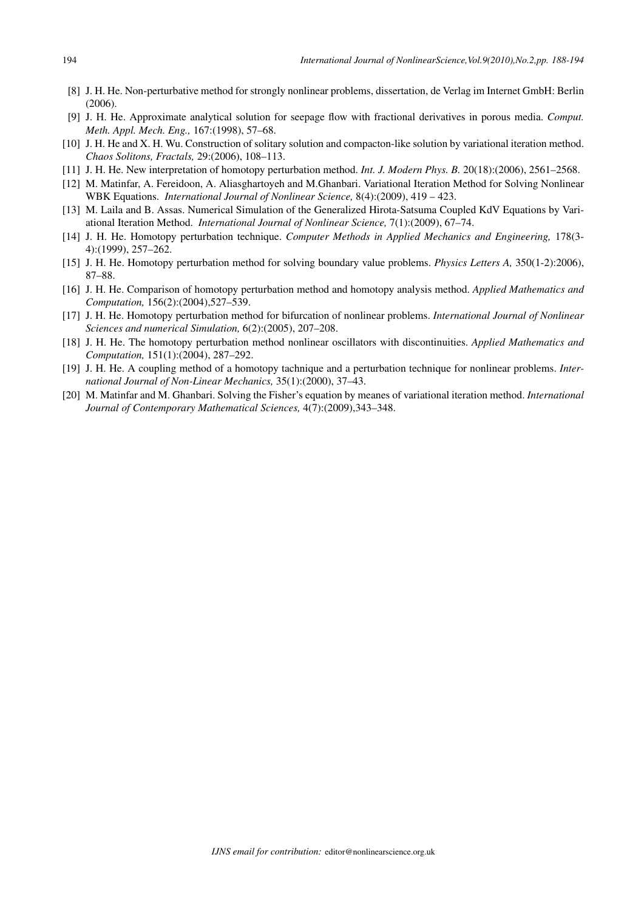[8] J. H. He. Non-perturbative method for strongly nonlinear problems, dissertation, de Verlag im Internet GmbH: Berlin (2006).

[9] J. H. He. Approximate analytical solution for seepage flow with fractional derivatives in porous media. *Comput. Meth. Appl. Mech. Eng.,* 167:(1998), 57–68.

[10] J. H. He and X. H. Wu. Construction of solitary solution and compacton-like solution by variational iteration method. *Chaos Solitons, Fractals,* 29:(2006), 108–113.

[11] J. H. He. New interpretation of homotopy perturbation method. *Int. J. Modern Phys. B.* 20(18):(2006), 2561–2568.

[12] M. Matinfar, A. Fereidoon, A. Aliasghartoyeh and M.Ghanbari. Variational Iteration Method for Solving Nonlinear WBK Equations. *International Journal of Nonlinear Science,* 8(4):(2009), 419 – 423.

[13] M. Laila and B. Assas. Numerical Simulation of the Generalized Hirota-Satsuma Coupled KdV Equations by Variational Iteration Method. *International Journal of Nonlinear Science,* 7(1):(2009), 67–74.

[14] J. H. He. Homotopy perturbation technique. *Computer Methods in Applied Mechanics and Engineering,* 178(3-4):(1999), 257–262.

[15] J. H. He. Homotopy perturbation method for solving boundary value problems. *Physics Letters A,* 350(1-2):2006), 87–88.

[16] J. H. He. Comparison of homotopy perturbation method and homotopy analysis method. *Applied Mathematics and Computation,* 156(2):(2004),527–539.

[17] J. H. He. Homotopy perturbation method for bifurcation of nonlinear problems. *International Journal of Nonlinear Sciences and numerical Simulation,* 6(2):(2005), 207–208.

[18] J. H. He. The homotopy perturbation method nonlinear oscillators with discontinuities. *Applied Mathematics and Computation,* 151(1):(2004), 287–292.

[19] J. H. He. A coupling method of a homotopy tachnique and a perturbation technique for nonlinear problems. *International Journal of Non-Linear Mechanics,* 35(1):(2000), 37–43.

[20] M. Matinfar and M. Ghanbari. Solving the Fisher's equation by meanes of variational iteration method. *International Journal of Contemporary Mathematical Sciences,* 4(7):(2009),343–348.